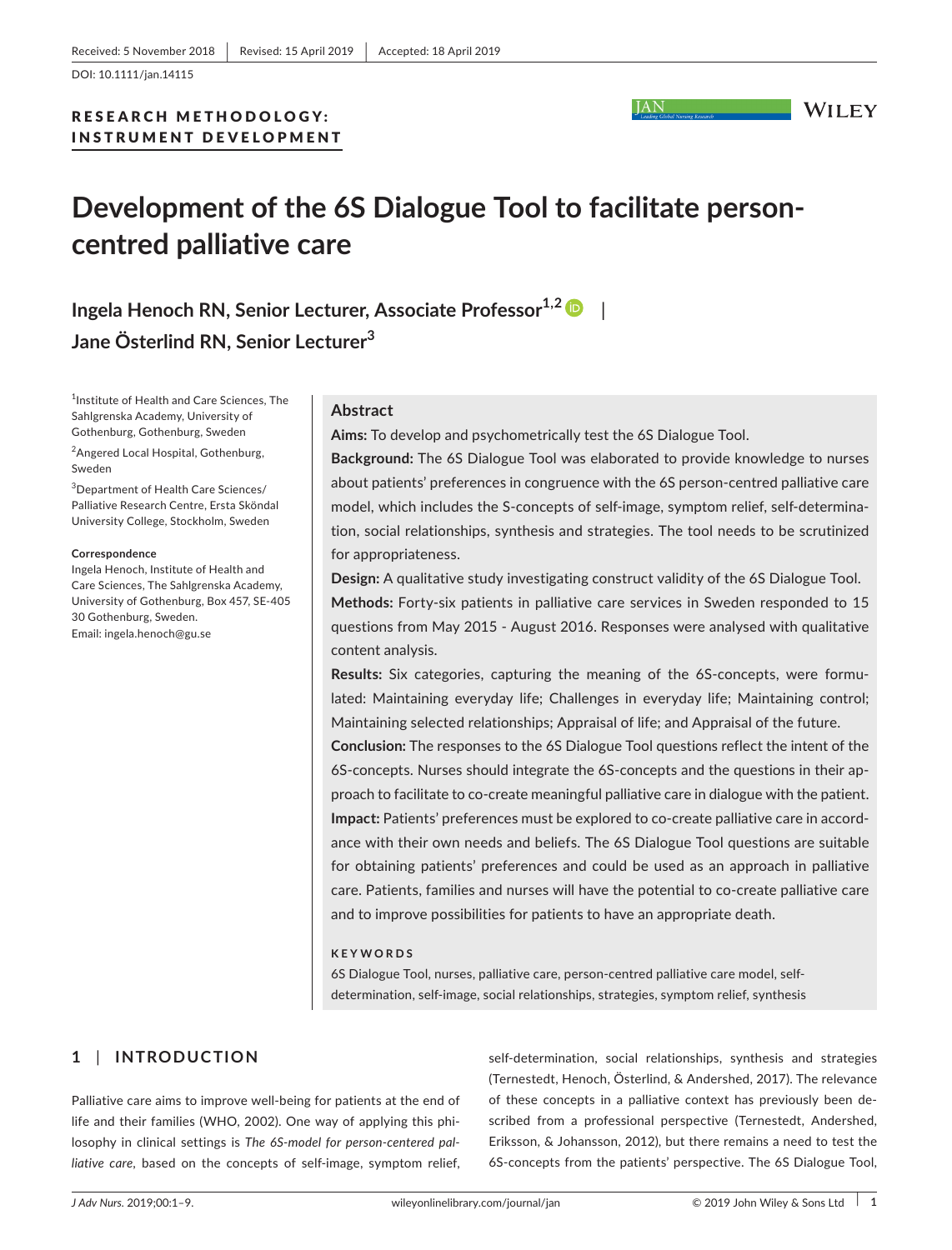Received: 5 November 2018 | Revised: 15 April 2019 | Accepted: 18 April 2019

DOI: 10.1111/jan.14115

RESEARCH METHODOLOGY: INSTRUMENT DEVELOPMENT

# Development of the 6S Dialogue Tool to facilitate person-centred palliative care

**Ingela Henoch RN, Senior Lecturer, Associate Professor[1,2] | Jane Österlind RN, Senior Lecturer[3]**

[1]Institute of Health and Care Sciences, The Sahlgrenska Academy, University of Gothenburg, Gothenburg, Sweden

[2]Angered Local Hospital, Gothenburg, Sweden

[3]Department of Health Care Sciences/Palliative Research Centre, Ersta Sköndal University College, Stockholm, Sweden

**Correspondence**
Ingela Henoch, Institute of Health and Care Sciences, The Sahlgrenska Academy, University of Gothenburg, Box 457, SE-405 30 Gothenburg, Sweden.
Email: ingela.henoch@gu.se

## Abstract

**Aims:** To develop and psychometrically test the 6S Dialogue Tool.

**Background:** The 6S Dialogue Tool was elaborated to provide knowledge to nurses about patients' preferences in congruence with the 6S person-centred palliative care model, which includes the S-concepts of self-image, symptom relief, self-determination, social relationships, synthesis and strategies. The tool needs to be scrutinized for appropriateness.

**Design:** A qualitative study investigating construct validity of the 6S Dialogue Tool.

**Methods:** Forty-six patients in palliative care services in Sweden responded to 15 questions from May 2015 - August 2016. Responses were analysed with qualitative content analysis.

**Results:** Six categories, capturing the meaning of the 6S-concepts, were formulated: Maintaining everyday life; Challenges in everyday life; Maintaining control; Maintaining selected relationships; Appraisal of life; and Appraisal of the future.

**Conclusion:** The responses to the 6S Dialogue Tool questions reflect the intent of the 6S-concepts. Nurses should integrate the 6S-concepts and the questions in their approach to facilitate to co-create meaningful palliative care in dialogue with the patient.

**Impact:** Patients' preferences must be explored to co-create palliative care in accordance with their own needs and beliefs. The 6S Dialogue Tool questions are suitable for obtaining patients' preferences and could be used as an approach in palliative care. Patients, families and nurses will have the potential to co-create palliative care and to improve possibilities for patients to have an appropriate death.

**KEYWORDS**

6S Dialogue Tool, nurses, palliative care, person-centred palliative care model, self-determination, self-image, social relationships, strategies, symptom relief, synthesis

## 1 | INTRODUCTION

Palliative care aims to improve well-being for patients at the end of life and their families (WHO, 2002). One way of applying this philosophy in clinical settings is *The 6S-model for person-centered palliative care*, based on the concepts of self-image, symptom relief, self-determination, social relationships, synthesis and strategies (Ternestedt, Henoch, Österlind, & Andershed, 2017). The relevance of these concepts in a palliative context has previously been described from a professional perspective (Ternestedt, Andershed, Eriksson, & Johansson, 2012), but there remains a need to test the 6S-concepts from the patients' perspective. The 6S Dialogue Tool,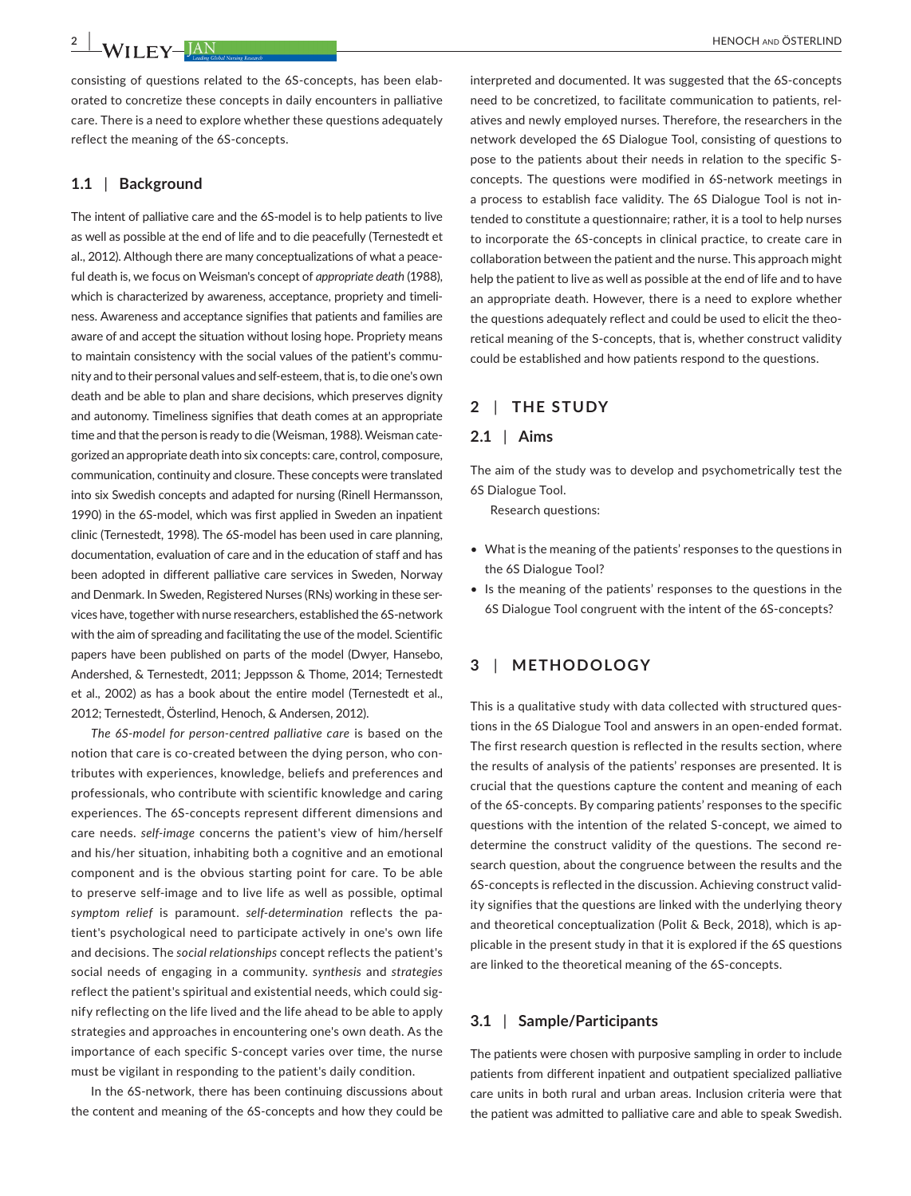consisting of questions related to the 6S-concepts, has been elaborated to concretize these concepts in daily encounters in palliative care. There is a need to explore whether these questions adequately reflect the meaning of the 6S-concepts.

### 1.1 | Background

The intent of palliative care and the 6S-model is to help patients to live as well as possible at the end of life and to die peacefully (Ternestedt et al., 2012). Although there are many conceptualizations of what a peaceful death is, we focus on Weisman's concept of *appropriate death* (1988), which is characterized by awareness, acceptance, propriety and timeliness. Awareness and acceptance signifies that patients and families are aware of and accept the situation without losing hope. Propriety means to maintain consistency with the social values of the patient's community and to their personal values and self-esteem, that is, to die one's own death and be able to plan and share decisions, which preserves dignity and autonomy. Timeliness signifies that death comes at an appropriate time and that the person is ready to die (Weisman, 1988). Weisman categorized an appropriate death into six concepts: care, control, composure, communication, continuity and closure. These concepts were translated into six Swedish concepts and adapted for nursing (Rinell Hermansson, 1990) in the 6S-model, which was first applied in Sweden an inpatient clinic (Ternestedt, 1998). The 6S-model has been used in care planning, documentation, evaluation of care and in the education of staff and has been adopted in different palliative care services in Sweden, Norway and Denmark. In Sweden, Registered Nurses (RNs) working in these services have, together with nurse researchers, established the 6S-network with the aim of spreading and facilitating the use of the model. Scientific papers have been published on parts of the model (Dwyer, Hansebo, Andershed, & Ternestedt, 2011; Jeppsson & Thome, 2014; Ternestedt et al., 2002) as has a book about the entire model (Ternestedt et al., 2012; Ternestedt, Österlind, Henoch, & Andersen, 2012).

*The 6S-model for person-centred palliative care* is based on the notion that care is co-created between the dying person, who contributes with experiences, knowledge, beliefs and preferences and professionals, who contribute with scientific knowledge and caring experiences. The 6S-concepts represent different dimensions and care needs. *self-image* concerns the patient's view of him/herself and his/her situation, inhabiting both a cognitive and an emotional component and is the obvious starting point for care. To be able to preserve self-image and to live life as well as possible, optimal *symptom relief* is paramount. *self-determination* reflects the patient's psychological need to participate actively in one's own life and decisions. The *social relationships* concept reflects the patient's social needs of engaging in a community. *synthesis* and *strategies* reflect the patient's spiritual and existential needs, which could signify reflecting on the life lived and the life ahead to be able to apply strategies and approaches in encountering one's own death. As the importance of each specific S-concept varies over time, the nurse must be vigilant in responding to the patient's daily condition.

In the 6S-network, there has been continuing discussions about the content and meaning of the 6S-concepts and how they could be interpreted and documented. It was suggested that the 6S-concepts need to be concretized, to facilitate communication to patients, relatives and newly employed nurses. Therefore, the researchers in the network developed the 6S Dialogue Tool, consisting of questions to pose to the patients about their needs in relation to the specific S-concepts. The questions were modified in 6S-network meetings in a process to establish face validity. The 6S Dialogue Tool is not intended to constitute a questionnaire; rather, it is a tool to help nurses to incorporate the 6S-concepts in clinical practice, to create care in collaboration between the patient and the nurse. This approach might help the patient to live as well as possible at the end of life and to have an appropriate death. However, there is a need to explore whether the questions adequately reflect and could be used to elicit the theoretical meaning of the S-concepts, that is, whether construct validity could be established and how patients respond to the questions.

## 2 | THE STUDY

### 2.1 | Aims

The aim of the study was to develop and psychometrically test the 6S Dialogue Tool.

Research questions:

- What is the meaning of the patients' responses to the questions in the 6S Dialogue Tool?
- Is the meaning of the patients' responses to the questions in the 6S Dialogue Tool congruent with the intent of the 6S-concepts?

## 3 | METHODOLOGY

This is a qualitative study with data collected with structured questions in the 6S Dialogue Tool and answers in an open-ended format. The first research question is reflected in the results section, where the results of analysis of the patients' responses are presented. It is crucial that the questions capture the content and meaning of each of the 6S-concepts. By comparing patients' responses to the specific questions with the intention of the related S-concept, we aimed to determine the construct validity of the questions. The second research question, about the congruence between the results and the 6S-concepts is reflected in the discussion. Achieving construct validity signifies that the questions are linked with the underlying theory and theoretical conceptualization (Polit & Beck, 2018), which is applicable in the present study in that it is explored if the 6S questions are linked to the theoretical meaning of the 6S-concepts.

### 3.1 | Sample/Participants

The patients were chosen with purposive sampling in order to include patients from different inpatient and outpatient specialized palliative care units in both rural and urban areas. Inclusion criteria were that the patient was admitted to palliative care and able to speak Swedish.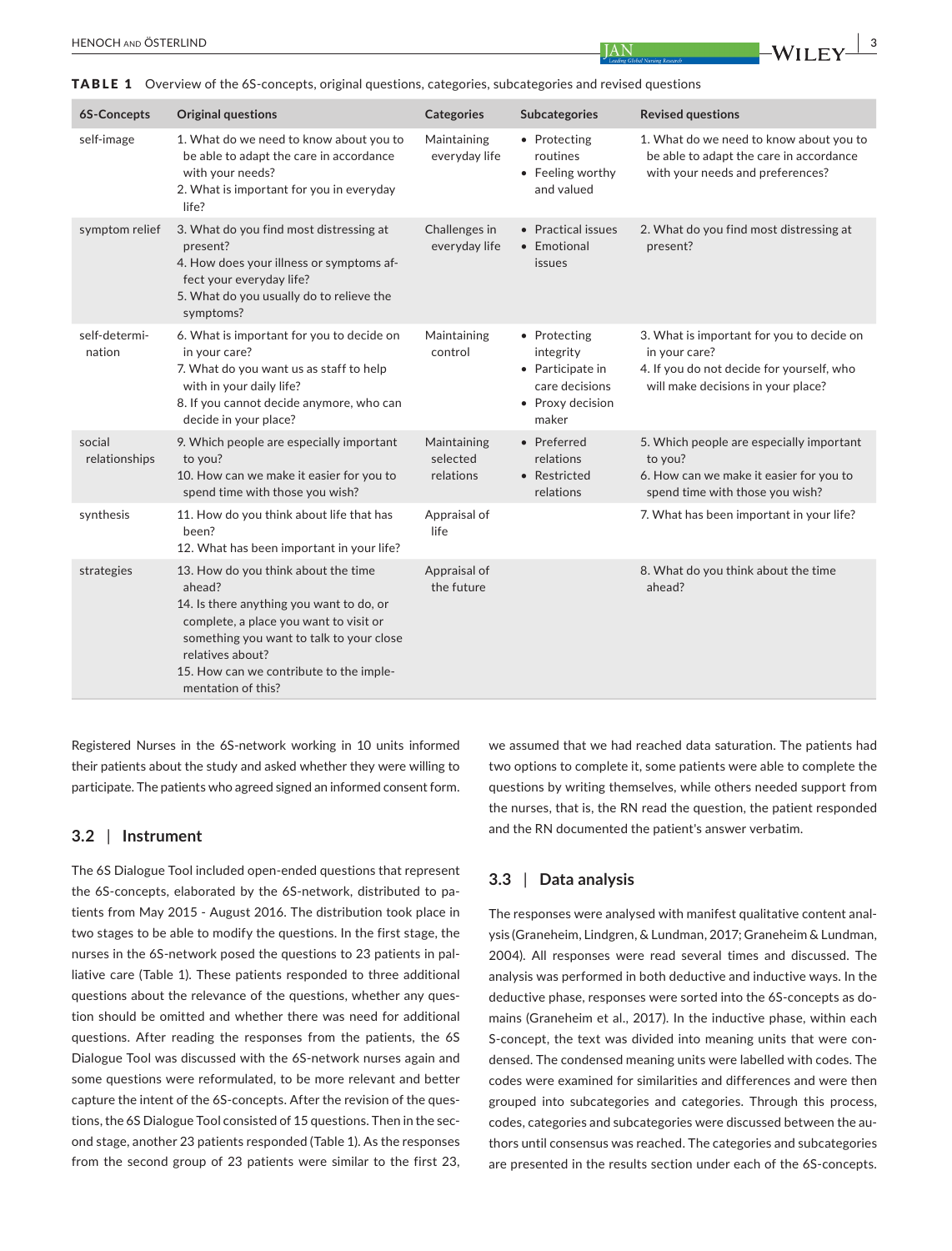**TABLE 1** Overview of the 6S-concepts, original questions, categories, subcategories and revised questions

| 6S-Concepts | Original questions | Categories | Subcategories | Revised questions |
|---|---|---|---|---|
| self-image | 1. What do we need to know about you to be able to adapt the care in accordance with your needs?<br>2. What is important for you in everyday life? | Maintaining everyday life | • Protecting routines<br>• Feeling worthy and valued | 1. What do we need to know about you to be able to adapt the care in accordance with your needs and preferences? |
| symptom relief | 3. What do you find most distressing at present?<br>4. How does your illness or symptoms affect your everyday life?<br>5. What do you usually do to relieve the symptoms? | Challenges in everyday life | • Practical issues<br>• Emotional issues | 2. What do you find most distressing at present? |
| self-determination | 6. What is important for you to decide on in your care?<br>7. What do you want us as staff to help with in your daily life?<br>8. If you cannot decide anymore, who can decide in your place? | Maintaining control | • Protecting integrity<br>• Participate in care decisions<br>• Proxy decision maker | 3. What is important for you to decide on in your care?<br>4. If you do not decide for yourself, who will make decisions in your place? |
| social relationships | 9. Which people are especially important to you?<br>10. How can we make it easier for you to spend time with those you wish? | Maintaining selected relations | • Preferred relations<br>• Restricted relations | 5. Which people are especially important to you?<br>6. How can we make it easier for you to spend time with those you wish? |
| synthesis | 11. How do you think about life that has been?<br>12. What has been important in your life? | Appraisal of life | | 7. What has been important in your life? |
| strategies | 13. How do you think about the time ahead?<br>14. Is there anything you want to do, or complete, a place you want to visit or something you want to talk to your close relatives about?<br>15. How can we contribute to the implementation of this? | Appraisal of the future | | 8. What do you think about the time ahead? |

Registered Nurses in the 6S-network working in 10 units informed their patients about the study and asked whether they were willing to participate. The patients who agreed signed an informed consent form.

## 3.2 | Instrument

The 6S Dialogue Tool included open-ended questions that represent the 6S-concepts, elaborated by the 6S-network, distributed to patients from May 2015 - August 2016. The distribution took place in two stages to be able to modify the questions. In the first stage, the nurses in the 6S-network posed the questions to 23 patients in palliative care (Table 1). These patients responded to three additional questions about the relevance of the questions, whether any question should be omitted and whether there was need for additional questions. After reading the responses from the patients, the 6S Dialogue Tool was discussed with the 6S-network nurses again and some questions were reformulated, to be more relevant and better capture the intent of the 6S-concepts. After the revision of the questions, the 6S Dialogue Tool consisted of 15 questions. Then in the second stage, another 23 patients responded (Table 1). As the responses from the second group of 23 patients were similar to the first 23, we assumed that we had reached data saturation. The patients had two options to complete it, some patients were able to complete the questions by writing themselves, while others needed support from the nurses, that is, the RN read the question, the patient responded and the RN documented the patient's answer verbatim.

## 3.3 | Data analysis

The responses were analysed with manifest qualitative content analysis (Graneheim, Lindgren, & Lundman, 2017; Graneheim & Lundman, 2004). All responses were read several times and discussed. The analysis was performed in both deductive and inductive ways. In the deductive phase, responses were sorted into the 6S-concepts as domains (Graneheim et al., 2017). In the inductive phase, within each S-concept, the text was divided into meaning units that were condensed. The condensed meaning units were labelled with codes. The codes were examined for similarities and differences and were then grouped into subcategories and categories. Through this process, codes, categories and subcategories were discussed between the authors until consensus was reached. The categories and subcategories are presented in the results section under each of the 6S-concepts.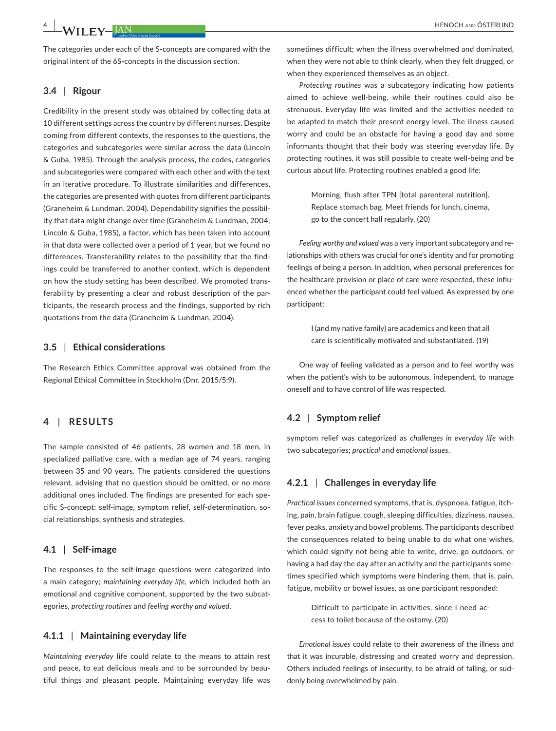The categories under each of the S-concepts are compared with the original intent of the 6S-concepts in the discussion section.

### 3.4 | Rigour

Credibility in the present study was obtained by collecting data at 10 different settings across the country by different nurses. Despite coming from different contexts, the responses to the questions, the categories and subcategories were similar across the data (Lincoln & Guba, 1985). Through the analysis process, the codes, categories and subcategories were compared with each other and with the text in an iterative procedure. To illustrate similarities and differences, the categories are presented with quotes from different participants (Graneheim & Lundman, 2004). Dependability signifies the possibility that data might change over time (Graneheim & Lundman, 2004; Lincoln & Guba, 1985), a factor, which has been taken into account in that data were collected over a period of 1 year, but we found no differences. Transferability relates to the possibility that the findings could be transferred to another context, which is dependent on how the study setting has been described. We promoted transferability by presenting a clear and robust description of the participants, the research process and the findings, supported by rich quotations from the data (Graneheim & Lundman, 2004).

### 3.5 | Ethical considerations

The Research Ethics Committee approval was obtained from the Regional Ethical Committee in Stockholm (Dnr. 2015/5:9).

## 4 | RESULTS

The sample consisted of 46 patients, 28 women and 18 men, in specialized palliative care, with a median age of 74 years, ranging between 35 and 90 years. The patients considered the questions relevant, advising that no question should be omitted, or no more additional ones included. The findings are presented for each specific S-concept: self-image, symptom relief, self-determination, social relationships, synthesis and strategies.

### 4.1 | Self-image

The responses to the self-image questions were categorized into a main category; *maintaining everyday life*, which included both an emotional and cognitive component, supported by the two subcategories, *protecting routines* and *feeling worthy and valued*.

#### 4.1.1 | Maintaining everyday life

*Maintaining everyday* life could relate to the means to attain rest and peace, to eat delicious meals and to be surrounded by beautiful things and pleasant people. Maintaining everyday life was sometimes difficult; when the illness overwhelmed and dominated, when they were not able to think clearly, when they felt drugged, or when they experienced themselves as an object.

*Protecting routines* was a subcategory indicating how patients aimed to achieve well-being, while their routines could also be strenuous. Everyday life was limited and the activities needed to be adapted to match their present energy level. The illness caused worry and could be an obstacle for having a good day and some informants thought that their body was steering everyday life. By protecting routines, it was still possible to create well-being and be curious about life. Protecting routines enabled a good life:

> Morning, flush after TPN [total parenteral nutrition]. Replace stomach bag. Meet friends for lunch, cinema, go to the concert hall regularly. (20)

*Feeling worthy and valued* was a very important subcategory and relationships with others was crucial for one's identity and for promoting feelings of being a person. In addition, when personal preferences for the healthcare provision or place of care were respected, these influenced whether the participant could feel valued. As expressed by one participant:

> I (and my native family) are academics and keen that all care is scientifically motivated and substantiated. (19)

One way of feeling validated as a person and to feel worthy was when the patient's wish to be autonomous, independent, to manage oneself and to have control of life was respected.

### 4.2 | Symptom relief

symptom relief was categorized as *challenges in everyday life* with two subcategories; *practical* and *emotional issues*.

#### 4.2.1 | Challenges in everyday life

*Practical issues* concerned symptoms, that is, dyspnoea, fatigue, itching, pain, brain fatigue, cough, sleeping difficulties, dizziness, nausea, fever peaks, anxiety and bowel problems. The participants described the consequences related to being unable to do what one wishes, which could signify not being able to write, drive, go outdoors, or having a bad day the day after an activity and the participants sometimes specified which symptoms were hindering them, that is, pain, fatigue, mobility or bowel issues, as one participant responded:

> Difficult to participate in activities, since I need access to toilet because of the ostomy. (20)

*Emotional issues* could relate to their awareness of the illness and that it was incurable, distressing and created worry and depression. Others included feelings of insecurity, to be afraid of falling, or suddenly being overwhelmed by pain.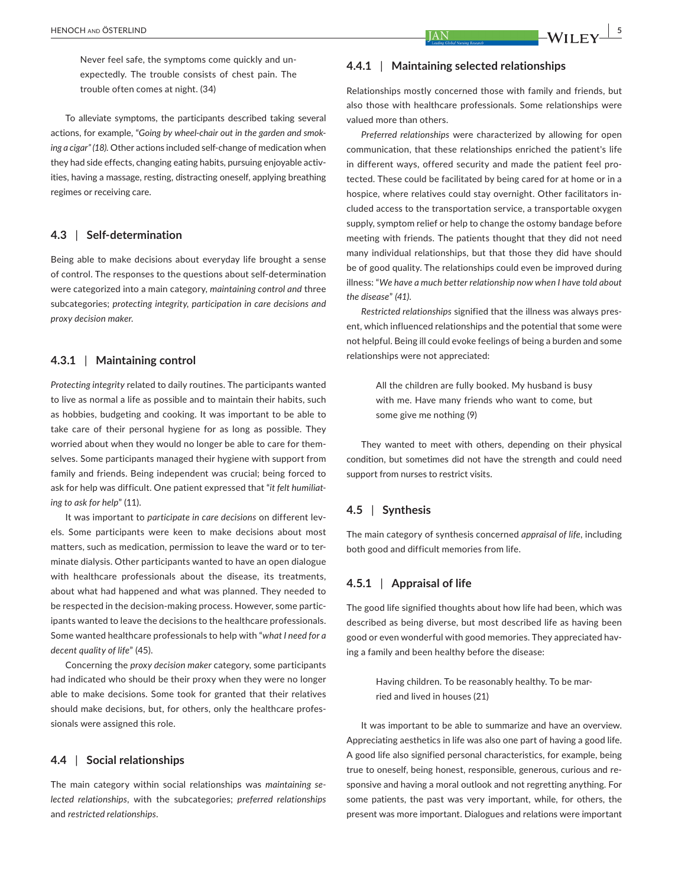> Never feel safe, the symptoms come quickly and unexpectedly. The trouble consists of chest pain. The trouble often comes at night. (34)

To alleviate symptoms, the participants described taking several actions, for example, *"Going by wheel-chair out in the garden and smoking a cigar" (18).* Other actions included self-change of medication when they had side effects, changing eating habits, pursuing enjoyable activities, having a massage, resting, distracting oneself, applying breathing regimes or receiving care.

### 4.3 | Self-determination

Being able to make decisions about everyday life brought a sense of control. The responses to the questions about self-determination were categorized into a main category, *maintaining control and* three subcategories; *protecting integrity, participation in care decisions and proxy decision maker.*

#### 4.3.1 | Maintaining control

*Protecting integrity* related to daily routines. The participants wanted to live as normal a life as possible and to maintain their habits, such as hobbies, budgeting and cooking. It was important to be able to take care of their personal hygiene for as long as possible. They worried about when they would no longer be able to care for themselves. Some participants managed their hygiene with support from family and friends. Being independent was crucial; being forced to ask for help was difficult. One patient expressed that "*it felt humiliating to ask for help*" (11).

It was important to *participate in care decisions* on different levels. Some participants were keen to make decisions about most matters, such as medication, permission to leave the ward or to terminate dialysis. Other participants wanted to have an open dialogue with healthcare professionals about the disease, its treatments, about what had happened and what was planned. They needed to be respected in the decision-making process. However, some participants wanted to leave the decisions to the healthcare professionals. Some wanted healthcare professionals to help with "*what I need for a decent quality of life*" (45).

Concerning the *proxy decision maker* category, some participants had indicated who should be their proxy when they were no longer able to make decisions. Some took for granted that their relatives should make decisions, but, for others, only the healthcare professionals were assigned this role.

### 4.4 | Social relationships

The main category within social relationships was *maintaining selected relationships*, with the subcategories; *preferred relationships* and *restricted relationships*.

#### 4.4.1 | Maintaining selected relationships

Relationships mostly concerned those with family and friends, but also those with healthcare professionals. Some relationships were valued more than others.

*Preferred relationships* were characterized by allowing for open communication, that these relationships enriched the patient's life in different ways, offered security and made the patient feel protected. These could be facilitated by being cared for at home or in a hospice, where relatives could stay overnight. Other facilitators included access to the transportation service, a transportable oxygen supply, symptom relief or help to change the ostomy bandage before meeting with friends. The patients thought that they did not need many individual relationships, but that those they did have should be of good quality. The relationships could even be improved during illness: "*We have a much better relationship now when I have told about the disease*" *(41).*

*Restricted relationships* signified that the illness was always present, which influenced relationships and the potential that some were not helpful. Being ill could evoke feelings of being a burden and some relationships were not appreciated:

> All the children are fully booked. My husband is busy with me. Have many friends who want to come, but some give me nothing (9)

They wanted to meet with others, depending on their physical condition, but sometimes did not have the strength and could need support from nurses to restrict visits.

### 4.5 | Synthesis

The main category of synthesis concerned *appraisal of life*, including both good and difficult memories from life.

#### 4.5.1 | Appraisal of life

The good life signified thoughts about how life had been, which was described as being diverse, but most described life as having been good or even wonderful with good memories. They appreciated having a family and been healthy before the disease:

> Having children. To be reasonably healthy. To be married and lived in houses (21)

It was important to be able to summarize and have an overview. Appreciating aesthetics in life was also one part of having a good life. A good life also signified personal characteristics, for example, being true to oneself, being honest, responsible, generous, curious and responsive and having a moral outlook and not regretting anything. For some patients, the past was very important, while, for others, the present was more important. Dialogues and relations were important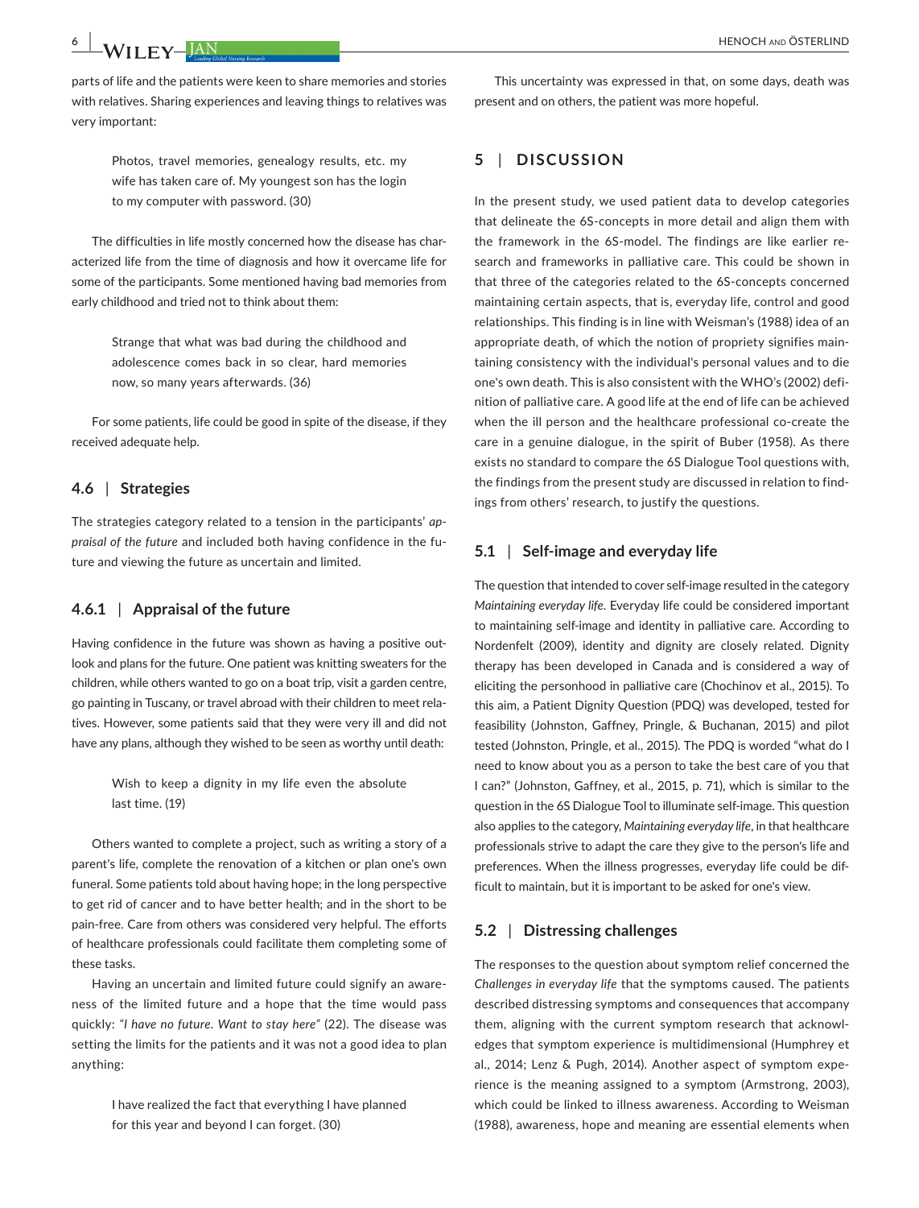parts of life and the patients were keen to share memories and stories with relatives. Sharing experiences and leaving things to relatives was very important:

> Photos, travel memories, genealogy results, etc. my wife has taken care of. My youngest son has the login to my computer with password. (30)

The difficulties in life mostly concerned how the disease has characterized life from the time of diagnosis and how it overcame life for some of the participants. Some mentioned having bad memories from early childhood and tried not to think about them:

> Strange that what was bad during the childhood and adolescence comes back in so clear, hard memories now, so many years afterwards. (36)

For some patients, life could be good in spite of the disease, if they received adequate help.

### 4.6 | Strategies

The strategies category related to a tension in the participants' *appraisal of the future* and included both having confidence in the future and viewing the future as uncertain and limited.

#### 4.6.1 | Appraisal of the future

Having confidence in the future was shown as having a positive outlook and plans for the future. One patient was knitting sweaters for the children, while others wanted to go on a boat trip, visit a garden centre, go painting in Tuscany, or travel abroad with their children to meet relatives. However, some patients said that they were very ill and did not have any plans, although they wished to be seen as worthy until death:

> Wish to keep a dignity in my life even the absolute last time. (19)

Others wanted to complete a project, such as writing a story of a parent's life, complete the renovation of a kitchen or plan one's own funeral. Some patients told about having hope; in the long perspective to get rid of cancer and to have better health; and in the short to be pain-free. Care from others was considered very helpful. The efforts of healthcare professionals could facilitate them completing some of these tasks.

Having an uncertain and limited future could signify an awareness of the limited future and a hope that the time would pass quickly: *"I have no future. Want to stay here"* (22). The disease was setting the limits for the patients and it was not a good idea to plan anything:

> I have realized the fact that everything I have planned for this year and beyond I can forget. (30)

This uncertainty was expressed in that, on some days, death was present and on others, the patient was more hopeful.

## 5 | DISCUSSION

In the present study, we used patient data to develop categories that delineate the 6S-concepts in more detail and align them with the framework in the 6S-model. The findings are like earlier research and frameworks in palliative care. This could be shown in that three of the categories related to the 6S-concepts concerned maintaining certain aspects, that is, everyday life, control and good relationships. This finding is in line with Weisman's (1988) idea of an appropriate death, of which the notion of propriety signifies maintaining consistency with the individual's personal values and to die one's own death. This is also consistent with the WHO's (2002) definition of palliative care. A good life at the end of life can be achieved when the ill person and the healthcare professional co-create the care in a genuine dialogue, in the spirit of Buber (1958). As there exists no standard to compare the 6S Dialogue Tool questions with, the findings from the present study are discussed in relation to findings from others' research, to justify the questions.

### 5.1 | Self-image and everyday life

The question that intended to cover self-image resulted in the category *Maintaining everyday life*. Everyday life could be considered important to maintaining self-image and identity in palliative care. According to Nordenfelt (2009), identity and dignity are closely related. Dignity therapy has been developed in Canada and is considered a way of eliciting the personhood in palliative care (Chochinov et al., 2015). To this aim, a Patient Dignity Question (PDQ) was developed, tested for feasibility (Johnston, Gaffney, Pringle, & Buchanan, 2015) and pilot tested (Johnston, Pringle, et al., 2015). The PDQ is worded "what do I need to know about you as a person to take the best care of you that I can?" (Johnston, Gaffney, et al., 2015, p. 71), which is similar to the question in the 6S Dialogue Tool to illuminate self-image. This question also applies to the category, *Maintaining everyday life*, in that healthcare professionals strive to adapt the care they give to the person's life and preferences. When the illness progresses, everyday life could be difficult to maintain, but it is important to be asked for one's view.

### 5.2 | Distressing challenges

The responses to the question about symptom relief concerned the *Challenges in everyday life* that the symptoms caused. The patients described distressing symptoms and consequences that accompany them, aligning with the current symptom research that acknowledges that symptom experience is multidimensional (Humphrey et al., 2014; Lenz & Pugh, 2014). Another aspect of symptom experience is the meaning assigned to a symptom (Armstrong, 2003), which could be linked to illness awareness. According to Weisman (1988), awareness, hope and meaning are essential elements when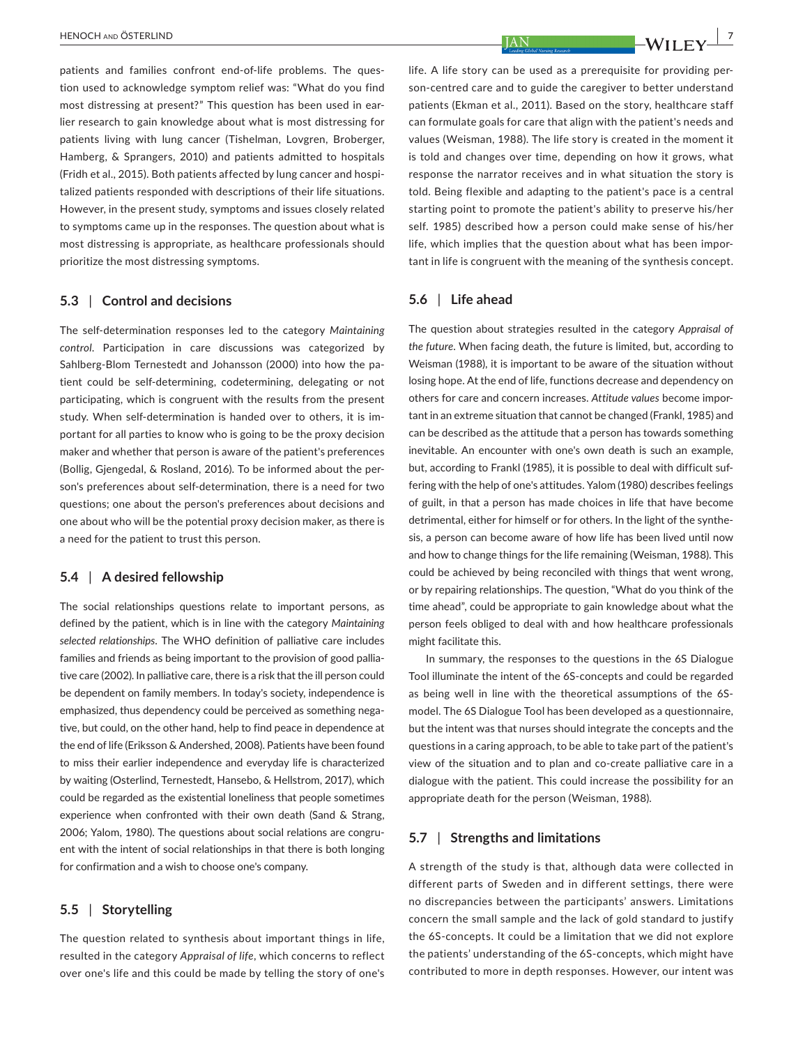patients and families confront end-of-life problems. The question used to acknowledge symptom relief was: "What do you find most distressing at present?" This question has been used in earlier research to gain knowledge about what is most distressing for patients living with lung cancer (Tishelman, Lovgren, Broberger, Hamberg, & Sprangers, 2010) and patients admitted to hospitals (Fridh et al., 2015). Both patients affected by lung cancer and hospitalized patients responded with descriptions of their life situations. However, in the present study, symptoms and issues closely related to symptoms came up in the responses. The question about what is most distressing is appropriate, as healthcare professionals should prioritize the most distressing symptoms.

### 5.3 | Control and decisions

The self-determination responses led to the category *Maintaining control*. Participation in care discussions was categorized by Sahlberg-Blom Ternestedt and Johansson (2000) into how the patient could be self-determining, codetermining, delegating or not participating, which is congruent with the results from the present study. When self-determination is handed over to others, it is important for all parties to know who is going to be the proxy decision maker and whether that person is aware of the patient's preferences (Bollig, Gjengedal, & Rosland, 2016). To be informed about the person's preferences about self-determination, there is a need for two questions; one about the person's preferences about decisions and one about who will be the potential proxy decision maker, as there is a need for the patient to trust this person.

### 5.4 | A desired fellowship

The social relationships questions relate to important persons, as defined by the patient, which is in line with the category *Maintaining selected relationships*. The WHO definition of palliative care includes families and friends as being important to the provision of good palliative care (2002). In palliative care, there is a risk that the ill person could be dependent on family members. In today's society, independence is emphasized, thus dependency could be perceived as something negative, but could, on the other hand, help to find peace in dependence at the end of life (Eriksson & Andershed, 2008). Patients have been found to miss their earlier independence and everyday life is characterized by waiting (Osterlind, Ternestedt, Hansebo, & Hellstrom, 2017), which could be regarded as the existential loneliness that people sometimes experience when confronted with their own death (Sand & Strang, 2006; Yalom, 1980). The questions about social relations are congruent with the intent of social relationships in that there is both longing for confirmation and a wish to choose one's company.

### 5.5 | Storytelling

The question related to synthesis about important things in life, resulted in the category *Appraisal of life*, which concerns to reflect over one's life and this could be made by telling the story of one's life. A life story can be used as a prerequisite for providing person-centred care and to guide the caregiver to better understand patients (Ekman et al., 2011). Based on the story, healthcare staff can formulate goals for care that align with the patient's needs and values (Weisman, 1988). The life story is created in the moment it is told and changes over time, depending on how it grows, what response the narrator receives and in what situation the story is told. Being flexible and adapting to the patient's pace is a central starting point to promote the patient's ability to preserve his/her self. 1985) described how a person could make sense of his/her life, which implies that the question about what has been important in life is congruent with the meaning of the synthesis concept.

### 5.6 | Life ahead

The question about strategies resulted in the category *Appraisal of the future*. When facing death, the future is limited, but, according to Weisman (1988), it is important to be aware of the situation without losing hope. At the end of life, functions decrease and dependency on others for care and concern increases. *Attitude values* become important in an extreme situation that cannot be changed (Frankl, 1985) and can be described as the attitude that a person has towards something inevitable. An encounter with one's own death is such an example, but, according to Frankl (1985), it is possible to deal with difficult suffering with the help of one's attitudes. Yalom (1980) describes feelings of guilt, in that a person has made choices in life that have become detrimental, either for himself or for others. In the light of the synthesis, a person can become aware of how life has been lived until now and how to change things for the life remaining (Weisman, 1988). This could be achieved by being reconciled with things that went wrong, or by repairing relationships. The question, "What do you think of the time ahead", could be appropriate to gain knowledge about what the person feels obliged to deal with and how healthcare professionals might facilitate this.

In summary, the responses to the questions in the 6S Dialogue Tool illuminate the intent of the 6S-concepts and could be regarded as being well in line with the theoretical assumptions of the 6S-model. The 6S Dialogue Tool has been developed as a questionnaire, but the intent was that nurses should integrate the concepts and the questions in a caring approach, to be able to take part of the patient's view of the situation and to plan and co-create palliative care in a dialogue with the patient. This could increase the possibility for an appropriate death for the person (Weisman, 1988).

### 5.7 | Strengths and limitations

A strength of the study is that, although data were collected in different parts of Sweden and in different settings, there were no discrepancies between the participants' answers. Limitations concern the small sample and the lack of gold standard to justify the 6S-concepts. It could be a limitation that we did not explore the patients' understanding of the 6S-concepts, which might have contributed to more in depth responses. However, our intent was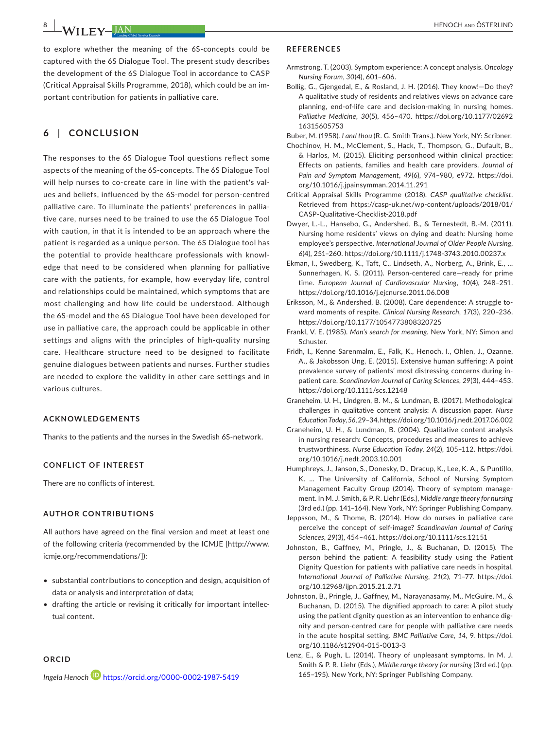to explore whether the meaning of the 6S-concepts could be captured with the 6S Dialogue Tool. The present study describes the development of the 6S Dialogue Tool in accordance to CASP (Critical Appraisal Skills Programme, 2018), which could be an important contribution for patients in palliative care.

## 6 | CONCLUSION

The responses to the 6S Dialogue Tool questions reflect some aspects of the meaning of the 6S-concepts. The 6S Dialogue Tool will help nurses to co-create care in line with the patient's values and beliefs, influenced by the 6S-model for person-centred palliative care. To illuminate the patients' preferences in palliative care, nurses need to be trained to use the 6S Dialogue Tool with caution, in that it is intended to be an approach where the patient is regarded as a unique person. The 6S Dialogue tool has the potential to provide healthcare professionals with knowledge that need to be considered when planning for palliative care with the patients, for example, how everyday life, control and relationships could be maintained, which symptoms that are most challenging and how life could be understood. Although the 6S-model and the 6S Dialogue Tool have been developed for use in palliative care, the approach could be applicable in other settings and aligns with the principles of high-quality nursing care. Healthcare structure need to be designed to facilitate genuine dialogues between patients and nurses. Further studies are needed to explore the validity in other care settings and in various cultures.

### ACKNOWLEDGEMENTS

Thanks to the patients and the nurses in the Swedish 6S-network.

### CONFLICT OF INTEREST

There are no conflicts of interest.

### AUTHOR CONTRIBUTIONS

All authors have agreed on the final version and meet at least one of the following criteria (recommended by the ICMJE [http://www.icmje.org/recommendations/]):

- substantial contributions to conception and design, acquisition of data or analysis and interpretation of data;
- drafting the article or revising it critically for important intellectual content.

### ORCID

*Ingela Henoch* https://orcid.org/0000-0002-1987-5419

### REFERENCES

Armstrong, T. (2003). Symptom experience: A concept analysis. *Oncology Nursing Forum*, *30*(4), 601–606.

Bollig, G., Gjengedal, E., & Rosland, J. H. (2016). They know!—Do they? A qualitative study of residents and relatives views on advance care planning, end-of-life care and decision-making in nursing homes. *Palliative Medicine*, *30*(5), 456–470. https://doi.org/10.1177/0269216315605753

Buber, M. (1958). *I and thou* (R. G. Smith Trans.). New York, NY: Scribner.

Chochinov, H. M., McClement, S., Hack, T., Thompson, G., Dufault, B., & Harlos, M. (2015). Eliciting personhood within clinical practice: Effects on patients, families and health care providers. *Journal of Pain and Symptom Management*, *49*(6), 974–980, e972. https://doi.org/10.1016/j.jpainsymman.2014.11.291

Critical Appraisal Skills Programme (2018). *CASP qualitative checklist*. Retrieved from https://casp-uk.net/wp-content/uploads/2018/01/CASP-Qualitative-Checklist-2018.pdf

Dwyer, L.-L., Hansebo, G., Andershed, B., & Ternestedt, B.-M. (2011). Nursing home residents' views on dying and death: Nursing home employee's perspective. *International Journal of Older People Nursing*, *6*(4), 251–260. https://doi.org/10.1111/j.1748-3743.2010.00237.x

Ekman, I., Swedberg, K., Taft, C., Lindseth, A., Norberg, A., Brink, E., … Sunnerhagen, K. S. (2011). Person-centered care—ready for prime time. *European Journal of Cardiovascular Nursing*, *10*(4), 248–251. https://doi.org/10.1016/j.ejcnurse.2011.06.008

Eriksson, M., & Andershed, B. (2008). Care dependence: A struggle toward moments of respite. *Clinical Nursing Research*, *17*(3), 220–236. https://doi.org/10.1177/1054773808320725

Frankl, V. E. (1985). *Man's search for meaning*. New York, NY: Simon and Schuster.

Fridh, I., Kenne Sarenmalm, E., Falk, K., Henoch, I., Ohlen, J., Ozanne, A., & Jakobsson Ung, E. (2015). Extensive human suffering: A point prevalence survey of patients' most distressing concerns during inpatient care. *Scandinavian Journal of Caring Sciences*, *29*(3), 444–453. https://doi.org/10.1111/scs.12148

Graneheim, U. H., Lindgren, B. M., & Lundman, B. (2017). Methodological challenges in qualitative content analysis: A discussion paper. *Nurse Education Today*, *56*, 29–34. https://doi.org/10.1016/j.nedt.2017.06.002

Graneheim, U. H., & Lundman, B. (2004). Qualitative content analysis in nursing research: Concepts, procedures and measures to achieve trustworthiness. *Nurse Education Today*, *24*(2), 105–112. https://doi.org/10.1016/j.nedt.2003.10.001

Humphreys, J., Janson, S., Donesky, D., Dracup, K., Lee, K. A., & Puntillo, K. … The University of California, School of Nursing Symptom Management Faculty Group (2014). Theory of symptom management. In M. J. Smith, & P. R. Liehr (Eds.), *Middle range theory for nursing* (3rd ed.) (pp. 141–164). New York, NY: Springer Publishing Company.

Jeppsson, M., & Thome, B. (2014). How do nurses in palliative care perceive the concept of self-image? *Scandinavian Journal of Caring Sciences*, *29*(3), 454–461. https://doi.org/10.1111/scs.12151

Johnston, B., Gaffney, M., Pringle, J., & Buchanan, D. (2015). The person behind the patient: A feasibility study using the Patient Dignity Question for patients with palliative care needs in hospital. *International Journal of Palliative Nursing*, *21*(2), 71–77. https://doi.org/10.12968/ijpn.2015.21.2.71

Johnston, B., Pringle, J., Gaffney, M., Narayanasamy, M., McGuire, M., & Buchanan, D. (2015). The dignified approach to care: A pilot study using the patient dignity question as an intervention to enhance dignity and person-centred care for people with palliative care needs in the acute hospital setting. *BMC Palliative Care*, *14*, 9. https://doi.org/10.1186/s12904-015-0013-3

Lenz, E., & Pugh, L. (2014). Theory of unpleasant symptoms. In M. J. Smith & P. R. Liehr (Eds.), *Middle range theory for nursing* (3rd ed.) (pp. 165–195). New York, NY: Springer Publishing Company.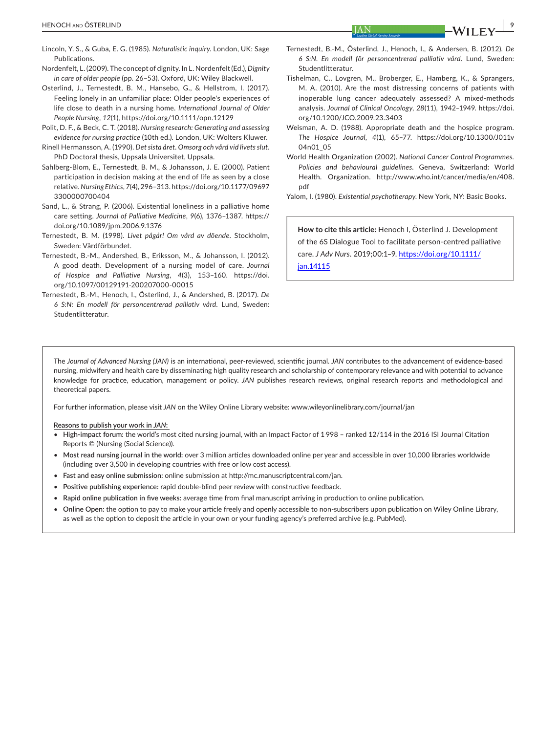Lincoln, Y. S., & Guba, E. G. (1985). *Naturalistic inquiry*. London, UK: Sage Publications.

Nordenfelt, L. (2009). The concept of dignity. In L. Nordenfelt (Ed.), *Dignity in care of older people* (pp. 26–53). Oxford, UK: Wiley Blackwell.

Osterlind, J., Ternestedt, B. M., Hansebo, G., & Hellstrom, I. (2017). Feeling lonely in an unfamiliar place: Older people's experiences of life close to death in a nursing home. *International Journal of Older People Nursing*, *12*(1), https://doi.org/10.1111/opn.12129

Polit, D. F., & Beck, C. T. (2018). *Nursing research: Generating and assessing evidence for nursing practice* (10th ed.). London, UK: Wolters Kluwer.

Rinell Hermansson, A. (1990). *Det sista året. Omsorg och vård vid livets slut*. PhD Doctoral thesis, Uppsala Universitet, Uppsala.

Sahlberg-Blom, E., Ternestedt, B. M., & Johansson, J. E. (2000). Patient participation in decision making at the end of life as seen by a close relative. *Nursing Ethics*, *7*(4), 296–313. https://doi.org/10.1177/096973300000700404

Sand, L., & Strang, P. (2006). Existential loneliness in a palliative home care setting. *Journal of Palliative Medicine*, *9*(6), 1376–1387. https://doi.org/10.1089/jpm.2006.9.1376

Ternestedt, B. M. (1998). *Livet pågår! Om vård av döende*. Stockholm, Sweden: Vårdförbundet.

Ternestedt, B.-M., Andershed, B., Eriksson, M., & Johansson, I. (2012). A good death. Development of a nursing model of care. *Journal of Hospice and Palliative Nursing*, *4*(3), 153–160. https://doi.org/10.1097/00129191-200207000-00015

Ternestedt, B.-M., Henoch, I., Österlind, J., & Andershed, B. (2017). *De 6 S:N: En modell för personcentrerad palliativ vård*. Lund, Sweden: Studentlitteratur.

Ternestedt, B.-M., Österlind, J., Henoch, I., & Andersen, B. (2012). *De 6 S:N. En modell för personcentrerad palliativ vård*. Lund, Sweden: Studentlitteratur.

Tishelman, C., Lovgren, M., Broberger, E., Hamberg, K., & Sprangers, M. A. (2010). Are the most distressing concerns of patients with inoperable lung cancer adequately assessed? A mixed-methods analysis. *Journal of Clinical Oncology*, *28*(11), 1942–1949. https://doi.org/10.1200/JCO.2009.23.3403

Weisman, A. D. (1988). Appropriate death and the hospice program. *The Hospice Journal*, *4*(1), 65–77. https://doi.org/10.1300/J011v04n01_05

World Health Organization (2002). *National Cancer Control Programmes. Policies and behavioural guidelines*. Geneva, Switzerland: World Health. Organization. http://www.who.int/cancer/media/en/408.pdf

Yalom, I. (1980). *Existential psychotherapy*. New York, NY: Basic Books.

**How to cite this article:** Henoch I, Österlind J. Development of the 6S Dialogue Tool to facilitate person-centred palliative care. *J Adv Nurs*. 2019;00:1–9. https://doi.org/10.1111/jan.14115

---

The *Journal of Advanced Nursing (JAN)* is an international, peer-reviewed, scientific journal. *JAN* contributes to the advancement of evidence-based nursing, midwifery and health care by disseminating high quality research and scholarship of contemporary relevance and with potential to advance knowledge for practice, education, management or policy. *JAN* publishes research reviews, original research reports and methodological and theoretical papers.

For further information, please visit *JAN* on the Wiley Online Library website: www.wileyonlinelibrary.com/journal/jan

Reasons to publish your work in *JAN*:

- **High-impact forum:** the world's most cited nursing journal, with an Impact Factor of 1·998 – ranked 12/114 in the 2016 ISI Journal Citation Reports © (Nursing (Social Science)).
- **Most read nursing journal in the world:** over 3 million articles downloaded online per year and accessible in over 10,000 libraries worldwide (including over 3,500 in developing countries with free or low cost access).
- **Fast and easy online submission:** online submission at http://mc.manuscriptcentral.com/jan.
- **Positive publishing experience:** rapid double-blind peer review with constructive feedback.
- **Rapid online publication in five weeks:** average time from final manuscript arriving in production to online publication.
- **Online Open:** the option to pay to make your article freely and openly accessible to non-subscribers upon publication on Wiley Online Library, as well as the option to deposit the article in your own or your funding agency's preferred archive (e.g. PubMed).